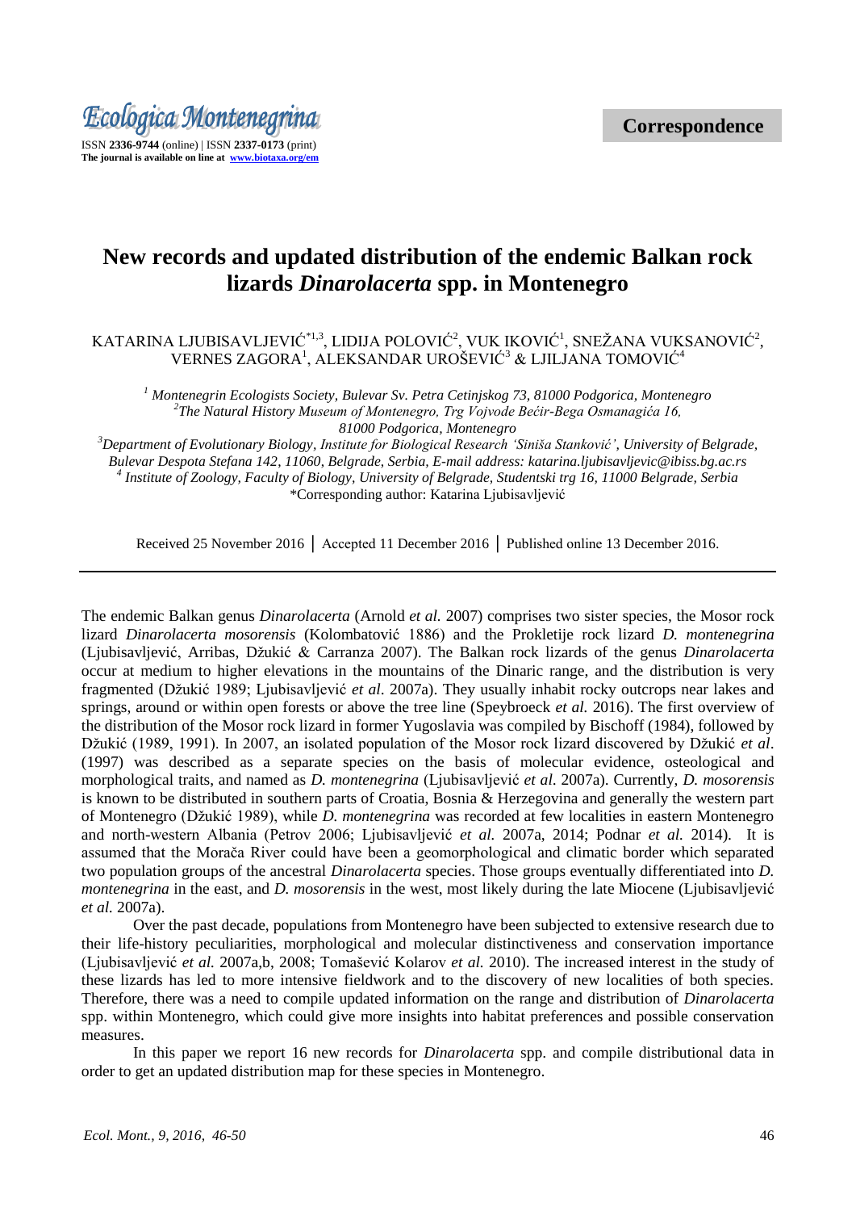Correspondence

# New records and updated distribution of the endemic Balkan rock lizards *Dinarolacerta* spp. in Montenegro

KATARINA LJUBISAVLJEVIĆ[*1,3], LIDIJA POLOVIĆ[2], VUK IKOVIĆ[1], SNEŽANA VUKSANOVIĆ[2], VERNES ZAGORA[1], ALEKSANDAR UROŠEVIĆ[3] & LJILJANA TOMOVIĆ[4]

[1] *Montenegrin Ecologists Society, Bulevar Sv. Petra Cetinjskog 73, 81000 Podgorica, Montenegro*
[2] *The Natural History Museum of Montenegro, Trg Vojvode Bećir-Bega Osmanagića 16, 81000 Podgorica, Montenegro*
[3] *Department of Evolutionary Biology, Institute for Biological Research 'Siniša Stanković', University of Belgrade, Bulevar Despota Stefana 142, 11060, Belgrade, Serbia, E-mail address: katarina.ljubisavljevic@ibiss.bg.ac.rs*
[4] *Institute of Zoology, Faculty of Biology, University of Belgrade, Studentski trg 16, 11000 Belgrade, Serbia*
*Corresponding author: Katarina Ljubisavljević

Received 25 November 2016 │ Accepted 11 December 2016 │ Published online 13 December 2016.

---

The endemic Balkan genus *Dinarolacerta* (Arnold *et al.* 2007) comprises two sister species, the Mosor rock lizard *Dinarolacerta mosorensis* (Kolombatović 1886) and the Prokletije rock lizard *D. montenegrina* (Ljubisavljević, Arribas, Džukić & Carranza 2007). The Balkan rock lizards of the genus *Dinarolacerta* occur at medium to higher elevations in the mountains of the Dinaric range, and the distribution is very fragmented (Džukić 1989; Ljubisavljević *et al*. 2007a). They usually inhabit rocky outcrops near lakes and springs, around or within open forests or above the tree line (Speybroeck *et al.* 2016). The first overview of the distribution of the Mosor rock lizard in former Yugoslavia was compiled by Bischoff (1984), followed by Džukić (1989, 1991). In 2007, an isolated population of the Mosor rock lizard discovered by Džukić *et al*. (1997) was described as a separate species on the basis of molecular evidence, osteological and morphological traits, and named as *D. montenegrina* (Ljubisavljević *et al.* 2007a). Currently, *D. mosorensis* is known to be distributed in southern parts of Croatia, Bosnia & Herzegovina and generally the western part of Montenegro (Džukić 1989), while *D. montenegrina* was recorded at few localities in eastern Montenegro and north-western Albania (Petrov 2006; Ljubisavljević *et al.* 2007a, 2014; Podnar *et al.* 2014). It is assumed that the Morača River could have been a geomorphological and climatic border which separated two population groups of the ancestral *Dinarolacerta* species. Those groups eventually differentiated into *D. montenegrina* in the east, and *D. mosorensis* in the west, most likely during the late Miocene (Ljubisavljević *et al.* 2007a).

Over the past decade, populations from Montenegro have been subjected to extensive research due to their life-history peculiarities, morphological and molecular distinctiveness and conservation importance (Ljubisavljević *et al.* 2007a,b, 2008; Tomašević Kolarov *et al.* 2010). The increased interest in the study of these lizards has led to more intensive fieldwork and to the discovery of new localities of both species. Therefore, there was a need to compile updated information on the range and distribution of *Dinarolacerta* spp. within Montenegro, which could give more insights into habitat preferences and possible conservation measures.

In this paper we report 16 new records for *Dinarolacerta* spp. and compile distributional data in order to get an updated distribution map for these species in Montenegro.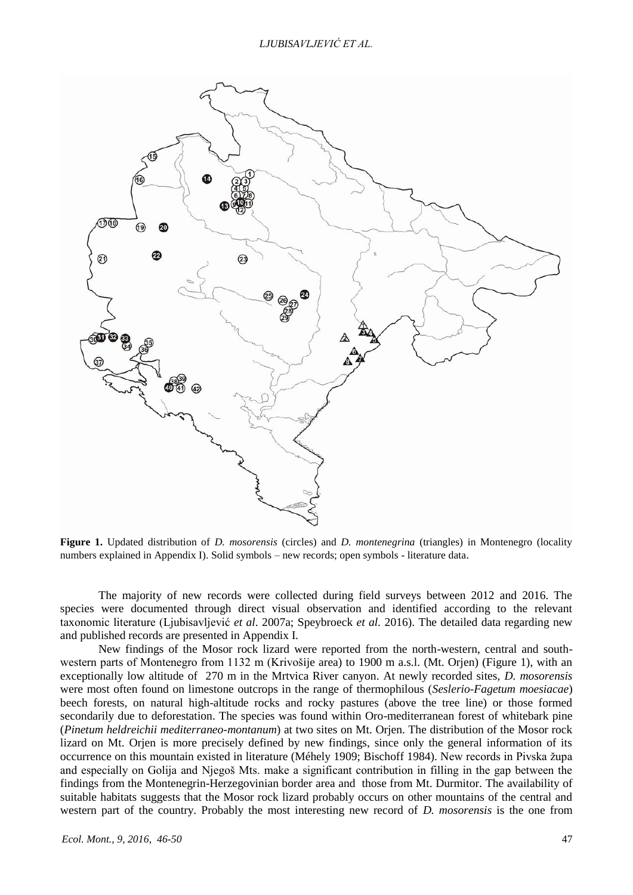**Figure 1.** Updated distribution of *D. mosorensis* (circles) and *D. montenegrina* (triangles) in Montenegro (locality numbers explained in Appendix I). Solid symbols – new records; open symbols - literature data.

The majority of new records were collected during field surveys between 2012 and 2016. The species were documented through direct visual observation and identified according to the relevant taxonomic literature (Ljubisavljević *et al*. 2007a; Speybroeck *et al.* 2016). The detailed data regarding new and published records are presented in Appendix I.

New findings of the Mosor rock lizard were reported from the north-western, central and south-western parts of Montenegro from 1132 m (Krivošije area) to 1900 m a.s.l. (Mt. Orjen) (Figure 1), with an exceptionally low altitude of 270 m in the Mrtvica River canyon. At newly recorded sites, *D. mosorensis* were most often found on limestone outcrops in the range of thermophilous (*Seslerio-Fagetum moesiacae*) beech forests, on natural high-altitude rocks and rocky pastures (above the tree line) or those formed secondarily due to deforestation. The species was found within Oro-mediterranean forest of whitebark pine (*Pinetum heldreichii mediterraneo-montanum*) at two sites on Mt. Orjen. The distribution of the Mosor rock lizard on Mt. Orjen is more precisely defined by new findings, since only the general information of its occurrence on this mountain existed in literature (Méhely 1909; Bischoff 1984). New records in Pivska župa and especially on Golija and Njegoš Mts. make a significant contribution in filling in the gap between the findings from the Montenegrin-Herzegovinian border area and those from Mt. Durmitor. The availability of suitable habitats suggests that the Mosor rock lizard probably occurs on other mountains of the central and western part of the country. Probably the most interesting new record of *D. mosorensis* is the one from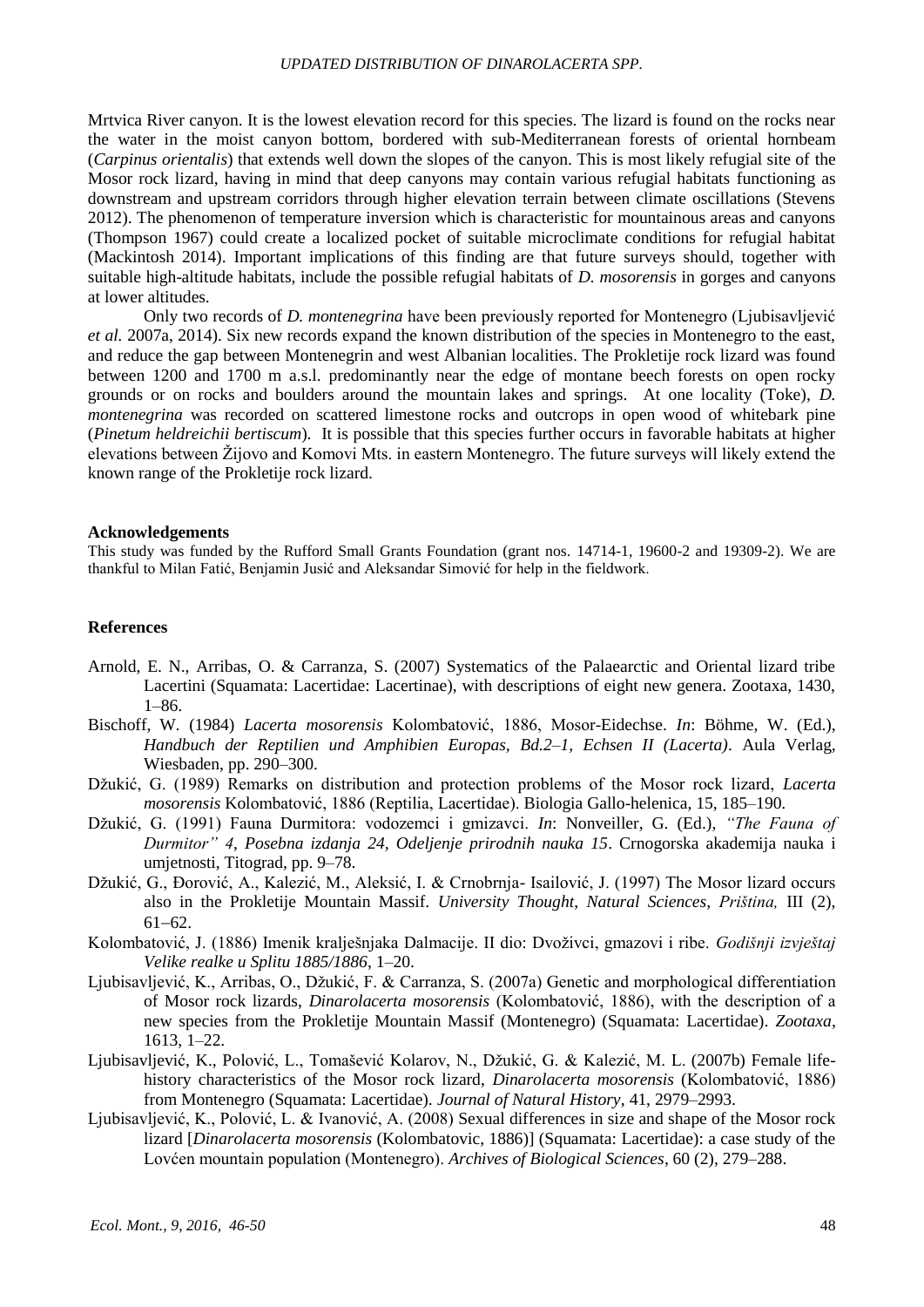Mrtvica River canyon. It is the lowest elevation record for this species. The lizard is found on the rocks near the water in the moist canyon bottom, bordered with sub-Mediterranean forests of oriental hornbeam (*Carpinus orientalis*) that extends well down the slopes of the canyon. This is most likely refugial site of the Mosor rock lizard, having in mind that deep canyons may contain various refugial habitats functioning as downstream and upstream corridors through higher elevation terrain between climate oscillations (Stevens 2012). The phenomenon of temperature inversion which is characteristic for mountainous areas and canyons (Thompson 1967) could create a localized pocket of suitable microclimate conditions for refugial habitat (Mackintosh 2014). Important implications of this finding are that future surveys should, together with suitable high-altitude habitats, include the possible refugial habitats of *D. mosorensis* in gorges and canyons at lower altitudes.

Only two records of *D. montenegrina* have been previously reported for Montenegro (Ljubisavljević *et al.* 2007a, 2014). Six new records expand the known distribution of the species in Montenegro to the east, and reduce the gap between Montenegrin and west Albanian localities. The Prokletije rock lizard was found between 1200 and 1700 m a.s.l. predominantly near the edge of montane beech forests on open rocky grounds or on rocks and boulders around the mountain lakes and springs. At one locality (Toke), *D. montenegrina* was recorded on scattered limestone rocks and outcrops in open wood of whitebark pine (*Pinetum heldreichii bertiscum*). It is possible that this species further occurs in favorable habitats at higher elevations between Žijovo and Komovi Mts. in eastern Montenegro. The future surveys will likely extend the known range of the Prokletije rock lizard.

## Acknowledgements

This study was funded by the Rufford Small Grants Foundation (grant nos. 14714-1, 19600-2 and 19309-2). We are thankful to Milan Fatić, Benjamin Jusić and Aleksandar Simović for help in the fieldwork.

## References

Arnold, E. N., Arribas, O. & Carranza, S. (2007) Systematics of the Palaearctic and Oriental lizard tribe Lacertini (Squamata: Lacertidae: Lacertinae), with descriptions of eight new genera. Zootaxa, 1430, 1–86.

Bischoff, W. (1984) *Lacerta mosorensis* Kolombatović, 1886, Mosor-Eidechse. *In*: Böhme, W. (Ed.), *Handbuch der Reptilien und Amphibien Europas, Bd.2–1, Echsen II (Lacerta)*. Aula Verlag, Wiesbaden, pp. 290–300.

Džukić, G. (1989) Remarks on distribution and protection problems of the Mosor rock lizard, *Lacerta mosorensis* Kolombatović, 1886 (Reptilia, Lacertidae). Biologia Gallo-helenica, 15, 185–190.

Džukić, G. (1991) Fauna Durmitora: vodozemci i gmizavci. *In*: Nonveiller, G. (Ed.), *"The Fauna of Durmitor" 4, Posebna izdanja 24, Odeljenje prirodnih nauka 15*. Crnogorska akademija nauka i umjetnosti, Titograd, pp. 9–78.

Džukić, G., Đorović, A., Kalezić, M., Aleksić, I. & Crnobrnja- Isailović, J. (1997) The Mosor lizard occurs also in the Prokletije Mountain Massif. *University Thought, Natural Sciences, Priština,* III (2), 61–62.

Kolombatović, J. (1886) Imenik kralješnjaka Dalmacije. II dio: Dvoživci, gmazovi i ribe. *Godišnji izvještaj Velike realke u Splitu 1885/1886*, 1–20.

Ljubisavljević, K., Arribas, O., Džukić, G. & Carranza, S. (2007a) Genetic and morphological differentiation of Mosor rock lizards, *Dinarolacerta mosorensis* (Kolombatović, 1886), with the description of a new species from the Prokletije Mountain Massif (Montenegro) (Squamata: Lacertidae). *Zootaxa*, 1613, 1–22.

Ljubisavljević, K., Polović, L., Tomašević Kolarov, N., Džukić, G. & Kalezić, M. L. (2007b) Female life-history characteristics of the Mosor rock lizard, *Dinarolacerta mosorensis* (Kolombatović, 1886) from Montenegro (Squamata: Lacertidae). *Journal of Natural History*, 41, 2979–2993.

Ljubisavljević, K., Polović, L. & Ivanović, A. (2008) Sexual differences in size and shape of the Mosor rock lizard [*Dinarolacerta mosorensis* (Kolombatovic, 1886)] (Squamata: Lacertidae): a case study of the Lovćen mountain population (Montenegro). *Archives of Biological Sciences*, 60 (2), 279–288.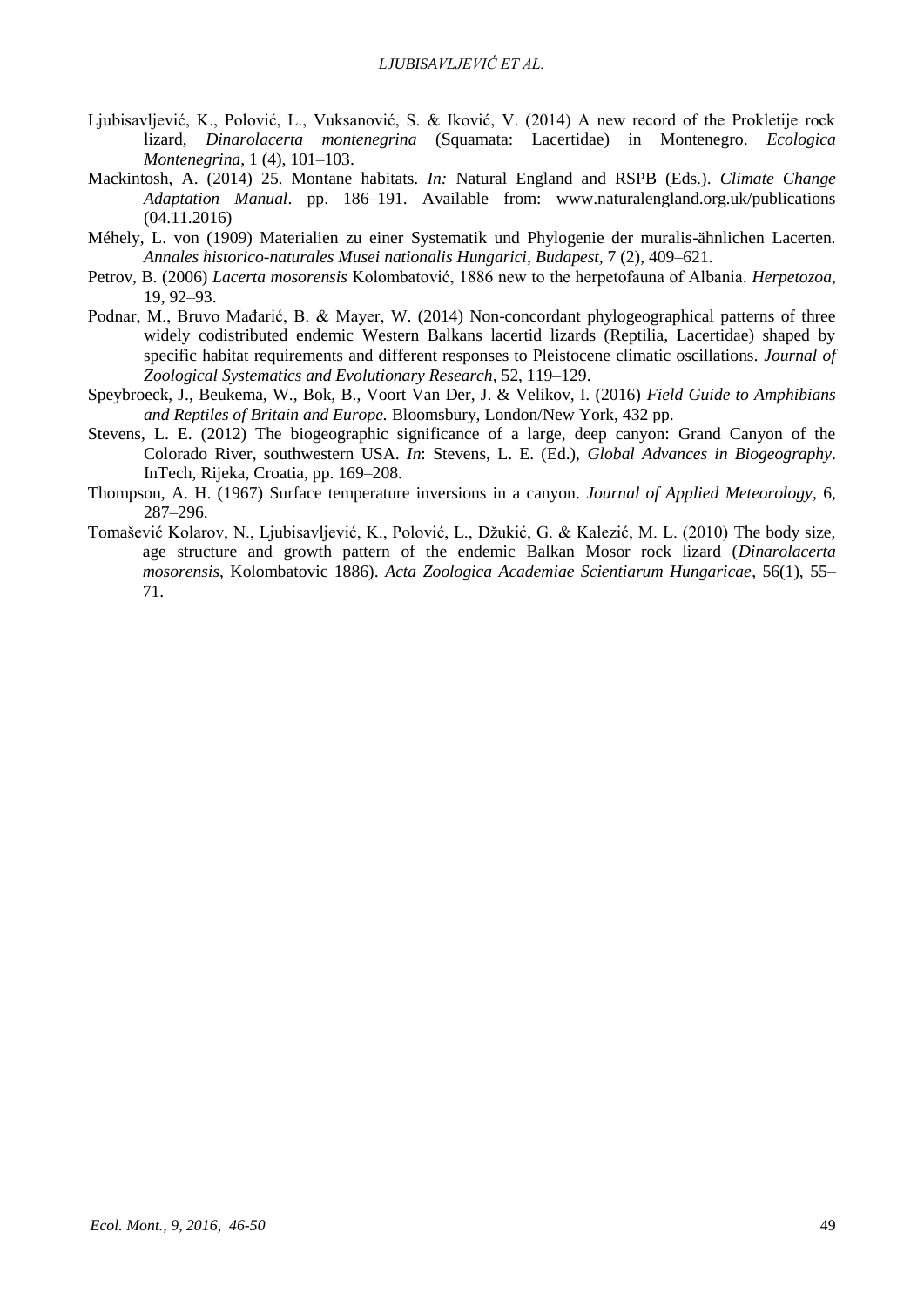Ljubisavljević, K., Polović, L., Vuksanović, S. & Iković, V. (2014) A new record of the Prokletije rock lizard, *Dinarolacerta montenegrina* (Squamata: Lacertidae) in Montenegro. *Ecologica Montenegrina*, 1 (4), 101–103.

Mackintosh, A. (2014) 25. Montane habitats. *In:* Natural England and RSPB (Eds.). *Climate Change Adaptation Manual*. pp. 186–191. Available from: www.naturalengland.org.uk/publications (04.11.2016)

Méhely, L. von (1909) Materialien zu einer Systematik und Phylogenie der muralis-ähnlichen Lacerten. *Annales historico-naturales Musei nationalis Hungarici*, *Budapest*, 7 (2), 409–621.

Petrov, B. (2006) *Lacerta mosorensis* Kolombatović, 1886 new to the herpetofauna of Albania. *Herpetozoa*, 19, 92–93.

Podnar, M., Bruvo Mađarić, B. & Mayer, W. (2014) Non-concordant phylogeographical patterns of three widely codistributed endemic Western Balkans lacertid lizards (Reptilia, Lacertidae) shaped by specific habitat requirements and different responses to Pleistocene climatic oscillations. *Journal of Zoological Systematics and Evolutionary Research*, 52, 119–129.

Speybroeck, J., Beukema, W., Bok, B., Voort Van Der, J. & Velikov, I. (2016) *Field Guide to Amphibians and Reptiles of Britain and Europe.* Bloomsbury, London/New York, 432 pp.

Stevens, L. E. (2012) The biogeographic significance of a large, deep canyon: Grand Canyon of the Colorado River, southwestern USA. *In*: Stevens, L. E. (Ed.), *Global Advances in Biogeography*. InTech, Rijeka, Croatia, pp. 169–208.

Thompson, A. H. (1967) Surface temperature inversions in a canyon. *Journal of Applied Meteorology*, 6, 287–296.

Tomašević Kolarov, N., Ljubisavljević, K., Polović, L., Džukić, G. & Kalezić, M. L. (2010) The body size, age structure and growth pattern of the endemic Balkan Mosor rock lizard (*Dinarolacerta mosorensis*, Kolombatovic 1886). *Acta Zoologica Academiae Scientiarum Hungaricae*, 56(1), 55–71.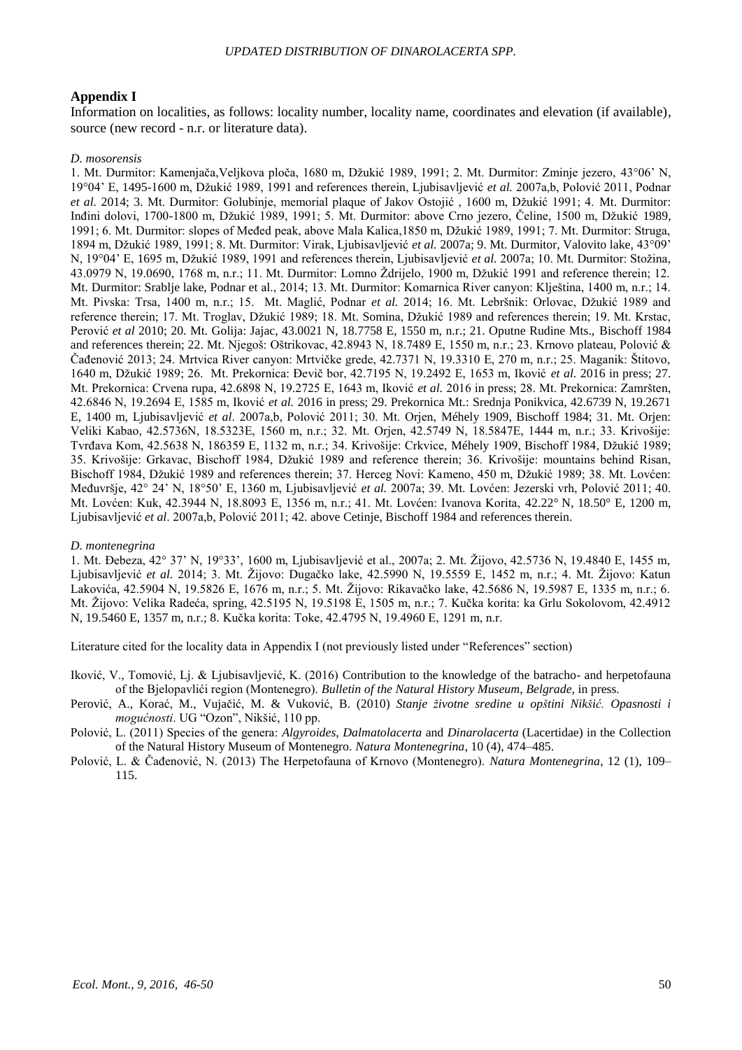## Appendix I

Information on localities, as follows: locality number, locality name, coordinates and elevation (if available), source (new record - n.r. or literature data).

*D. mosorensis*

1. Mt. Durmitor: Kamenjača,Veljkova ploča, 1680 m, Džukić 1989, 1991; 2. Mt. Durmitor: Zminje jezero, 43°06' N, 19°04' E, 1495-1600 m, Džukić 1989, 1991 and references therein, Ljubisavljević *et al.* 2007a,b, Polović 2011, Podnar *et al.* 2014; 3. Mt. Durmitor: Golubinje, memorial plaque of Jakov Ostojić , 1600 m, Džukić 1991; 4. Mt. Durmitor: Inđini dolovi, 1700-1800 m, Džukić 1989, 1991; 5. Mt. Durmitor: above Crno jezero, Čeline, 1500 m, Džukić 1989, 1991; 6. Mt. Durmitor: slopes of Međed peak, above Mala Kalica,1850 m, Džukić 1989, 1991; 7. Mt. Durmitor: Struga, 1894 m, Džukić 1989, 1991; 8. Mt. Durmitor: Virak, Ljubisavljević *et al.* 2007a; 9. Mt. Durmitor, Valovito lake, 43°09' N, 19°04' E, 1695 m, Džukić 1989, 1991 and references therein, Ljubisavljević *et al.* 2007a; 10. Mt. Durmitor: Stožina, 43.0979 N, 19.0690, 1768 m, n.r.; 11. Mt. Durmitor: Lomno Ždrijelo, 1900 m, Džukić 1991 and reference therein; 12. Mt. Durmitor: Srablje lake, Podnar et al., 2014; 13. Mt. Durmitor: Komarnica River canyon: Klještina, 1400 m, n.r.; 14. Mt. Pivska: Trsa, 1400 m, n.r.; 15. Mt. Maglić, Podnar *et al.* 2014; 16. Mt. Lebršnik: Orlovac, Džukić 1989 and reference therein; 17. Mt. Troglav, Džukić 1989; 18. Mt. Somina, Džukić 1989 and references therein; 19. Mt. Krstac, Perović *et al* 2010; 20. Mt. Golija: Jajac, 43.0021 N, 18.7758 E, 1550 m, n.r.; 21. Oputne Rudine Mts., Bischoff 1984 and references therein; 22. Mt. Njegoš: Oštrikovac, 42.8943 N, 18.7489 E, 1550 m, n.r.; 23. Krnovo plateau, Polović & Čađenović 2013; 24. Mrtvica River canyon: Mrtvičke grede, 42.7371 N, 19.3310 E, 270 m, n.r.; 25. Maganik: Štitovo, 1640 m, Džukić 1989; 26. Mt. Prekornica: Đevič bor, 42.7195 N, 19.2492 E, 1653 m, Iković *et al.* 2016 in press; 27. Mt. Prekornica: Crvena rupa, 42.6898 N, 19.2725 E, 1643 m, Iković *et al.* 2016 in press; 28. Mt. Prekornica: Zamršten, 42.6846 N, 19.2694 E, 1585 m, Iković *et al.* 2016 in press; 29. Prekornica Mt.: Srednja Ponikvica, 42.6739 N, 19.2671 E, 1400 m, Ljubisavljević *et al*. 2007a,b, Polović 2011; 30. Mt. Orjen, Méhely 1909, Bischoff 1984; 31. Mt. Orjen: Veliki Kabao, 42.5736N, 18.5323E, 1560 m, n.r.; 32. Mt. Orjen, 42.5749 N, 18.5847E, 1444 m, n.r.; 33. Krivošije: Tvrđava Kom, 42.5638 N, 186359 E, 1132 m, n.r.; 34. Krivošije: Crkvice, Méhely 1909, Bischoff 1984, Džukić 1989; 35. Krivošije: Grkavac, Bischoff 1984, Džukić 1989 and reference therein; 36. Krivošije: mountains behind Risan, Bischoff 1984, Džukić 1989 and references therein; 37. Herceg Novi: Kameno, 450 m, Džukić 1989; 38. Mt. Lovćen: Međuvršje, 42° 24' N, 18°50' E, 1360 m, Ljubisavljević *et al.* 2007a; 39. Mt. Lovćen: Jezerski vrh, Polović 2011; 40. Mt. Lovćen: Kuk, 42.3944 N, 18.8093 E, 1356 m, n.r.; 41. Mt. Lovćen: Ivanova Korita, 42.22° N, 18.50° E, 1200 m, Ljubisavljević *et al*. 2007a,b, Polović 2011; 42. above Cetinje, Bischoff 1984 and references therein.

*D. montenegrina*

1. Mt. Đebeza, 42° 37' N, 19°33', 1600 m, Ljubisavljević et al., 2007a; 2. Mt. Žijovo, 42.5736 N, 19.4840 E, 1455 m, Ljubisavljević *et al.* 2014; 3. Mt. Žijovo: Dugačko lake, 42.5990 N, 19.5559 E, 1452 m, n.r.; 4. Mt. Žijovo: Katun Lakovića, 42.5904 N, 19.5826 E, 1676 m, n.r.; 5. Mt. Žijovo: Rikavačko lake, 42.5686 N, 19.5987 E, 1335 m, n.r.; 6. Mt. Žijovo: Velika Radeća, spring, 42.5195 N, 19.5198 E, 1505 m, n.r.; 7. Kučka korita: ka Grlu Sokolovom, 42.4912 N, 19.5460 E, 1357 m, n.r.; 8. Kučka korita: Toke, 42.4795 N, 19.4960 E, 1291 m, n.r.

Literature cited for the locality data in Appendix I (not previously listed under "References" section)

Iković, V., Tomović, Lj. & Ljubisavljević, K. (2016) Contribution to the knowledge of the batracho- and herpetofauna of the Bjelopavlići region (Montenegro). *Bulletin of the Natural History Museum, Belgrade*, in press.

Perović, A., Korać, M., Vujačić, M. & Vuković, B. (2010) *Stanje životne sredine u opštini Nikšić. Opasnosti i mogućnosti*. UG "Ozon", Nikšić, 110 pp.

Polović, L. (2011) Species of the genera: *Algyroides*, *Dalmatolacerta* and *Dinarolacerta* (Lacertidae) in the Collection of the Natural History Museum of Montenegro. *Natura Montenegrina*, 10 (4), 474–485.

Polović, L. & Čađenović, N. (2013) The Herpetofauna of Krnovo (Montenegro). *Natura Montenegrina*, 12 (1), 109–115.